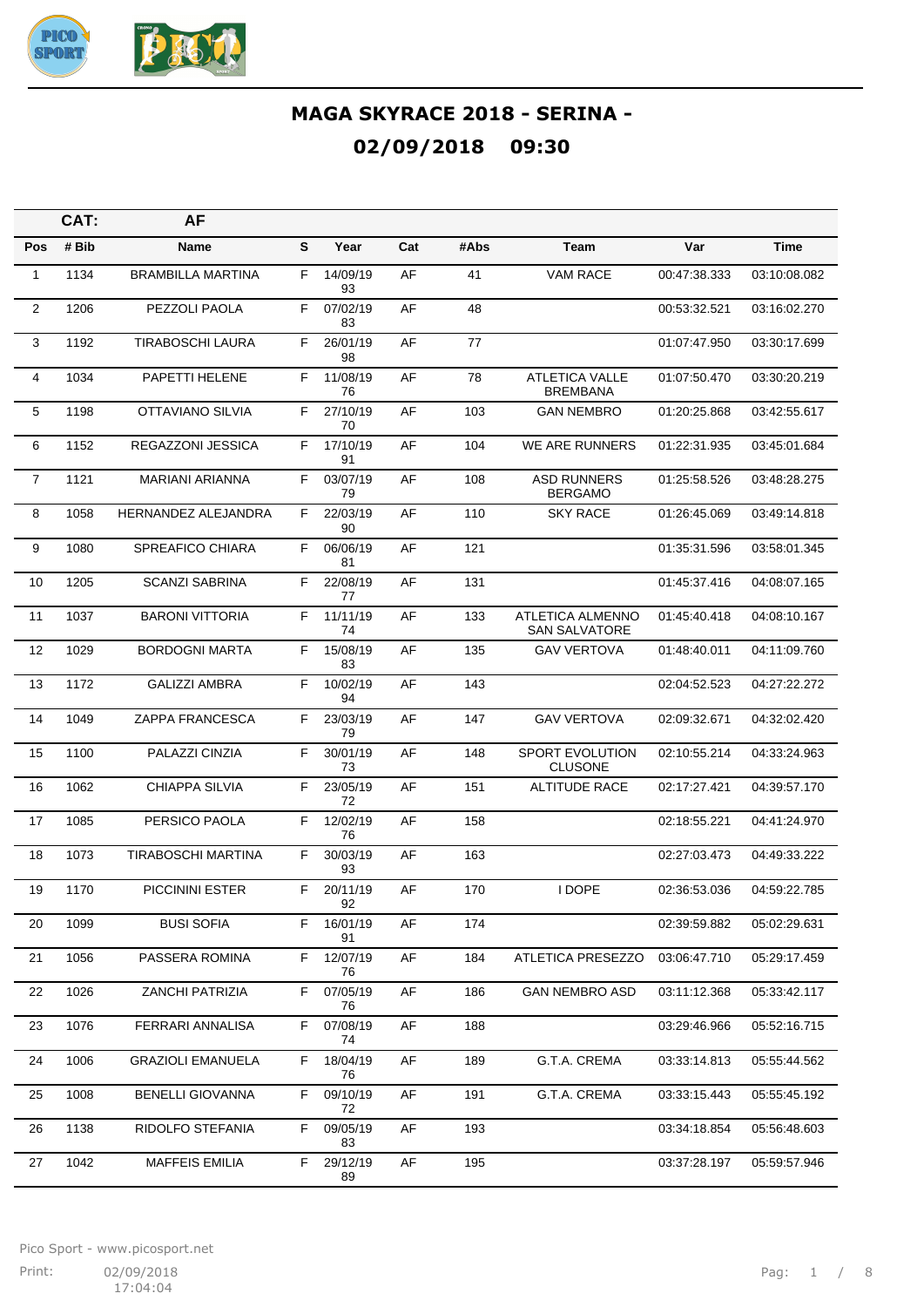# MAGA SKYRACE 2018 - SERINA -

## 02/09/2018 09:30

**CAT: AF**

| Pos | # Bib | Name | S | Year | Cat | #Abs | Team | Var | Time |
|---|---|---|---|---|---|---|---|---|---|
| 1 | 1134 | BRAMBILLA MARTINA | F | 14/09/1993 | AF | 41 | VAM RACE | 00:47:38.333 | 03:10:08.082 |
| 2 | 1206 | PEZZOLI PAOLA | F | 07/02/1983 | AF | 48 | | 00:53:32.521 | 03:16:02.270 |
| 3 | 1192 | TIRABOSCHI LAURA | F | 26/01/1998 | AF | 77 | | 01:07:47.950 | 03:30:17.699 |
| 4 | 1034 | PAPETTI HELENE | F | 11/08/1976 | AF | 78 | ATLETICA VALLE BREMBANA | 01:07:50.470 | 03:30:20.219 |
| 5 | 1198 | OTTAVIANO SILVIA | F | 27/10/1970 | AF | 103 | GAN NEMBRO | 01:20:25.868 | 03:42:55.617 |
| 6 | 1152 | REGAZZONI JESSICA | F | 17/10/1991 | AF | 104 | WE ARE RUNNERS | 01:22:31.935 | 03:45:01.684 |
| 7 | 1121 | MARIANI ARIANNA | F | 03/07/1979 | AF | 108 | ASD RUNNERS BERGAMO | 01:25:58.526 | 03:48:28.275 |
| 8 | 1058 | HERNANDEZ ALEJANDRA | F | 22/03/1990 | AF | 110 | SKY RACE | 01:26:45.069 | 03:49:14.818 |
| 9 | 1080 | SPREAFICO CHIARA | F | 06/06/1981 | AF | 121 | | 01:35:31.596 | 03:58:01.345 |
| 10 | 1205 | SCANZI SABRINA | F | 22/08/1977 | AF | 131 | | 01:45:37.416 | 04:08:07.165 |
| 11 | 1037 | BARONI VITTORIA | F | 11/11/1974 | AF | 133 | ATLETICA ALMENNO SAN SALVATORE | 01:45:40.418 | 04:08:10.167 |
| 12 | 1029 | BORDOGNI MARTA | F | 15/08/1983 | AF | 135 | GAV VERTOVA | 01:48:40.011 | 04:11:09.760 |
| 13 | 1172 | GALIZZI AMBRA | F | 10/02/1994 | AF | 143 | | 02:04:52.523 | 04:27:22.272 |
| 14 | 1049 | ZAPPA FRANCESCA | F | 23/03/1979 | AF | 147 | GAV VERTOVA | 02:09:32.671 | 04:32:02.420 |
| 15 | 1100 | PALAZZI CINZIA | F | 30/01/1973 | AF | 148 | SPORT EVOLUTION CLUSONE | 02:10:55.214 | 04:33:24.963 |
| 16 | 1062 | CHIAPPA SILVIA | F | 23/05/1972 | AF | 151 | ALTITUDE RACE | 02:17:27.421 | 04:39:57.170 |
| 17 | 1085 | PERSICO PAOLA | F | 12/02/1976 | AF | 158 | | 02:18:55.221 | 04:41:24.970 |
| 18 | 1073 | TIRABOSCHI MARTINA | F | 30/03/1993 | AF | 163 | | 02:27:03.473 | 04:49:33.222 |
| 19 | 1170 | PICCININI ESTER | F | 20/11/1992 | AF | 170 | I DOPE | 02:36:53.036 | 04:59:22.785 |
| 20 | 1099 | BUSI SOFIA | F | 16/01/1991 | AF | 174 | | 02:39:59.882 | 05:02:29.631 |
| 21 | 1056 | PASSERA ROMINA | F | 12/07/1976 | AF | 184 | ATLETICA PRESEZZO | 03:06:47.710 | 05:29:17.459 |
| 22 | 1026 | ZANCHI PATRIZIA | F | 07/05/1976 | AF | 186 | GAN NEMBRO ASD | 03:11:12.368 | 05:33:42.117 |
| 23 | 1076 | FERRARI ANNALISA | F | 07/08/1974 | AF | 188 | | 03:29:46.966 | 05:52:16.715 |
| 24 | 1006 | GRAZIOLI EMANUELA | F | 18/04/1976 | AF | 189 | G.T.A. CREMA | 03:33:14.813 | 05:55:44.562 |
| 25 | 1008 | BENELLI GIOVANNA | F | 09/10/1972 | AF | 191 | G.T.A. CREMA | 03:33:15.443 | 05:55:45.192 |
| 26 | 1138 | RIDOLFO STEFANIA | F | 09/05/1983 | AF | 193 | | 03:34:18.854 | 05:56:48.603 |
| 27 | 1042 | MAFFEIS EMILIA | F | 29/12/1989 | AF | 195 | | 03:37:28.197 | 05:59:57.946 |

Pico Sport - www.picosport.net

Print: 02/09/2018 17:04:04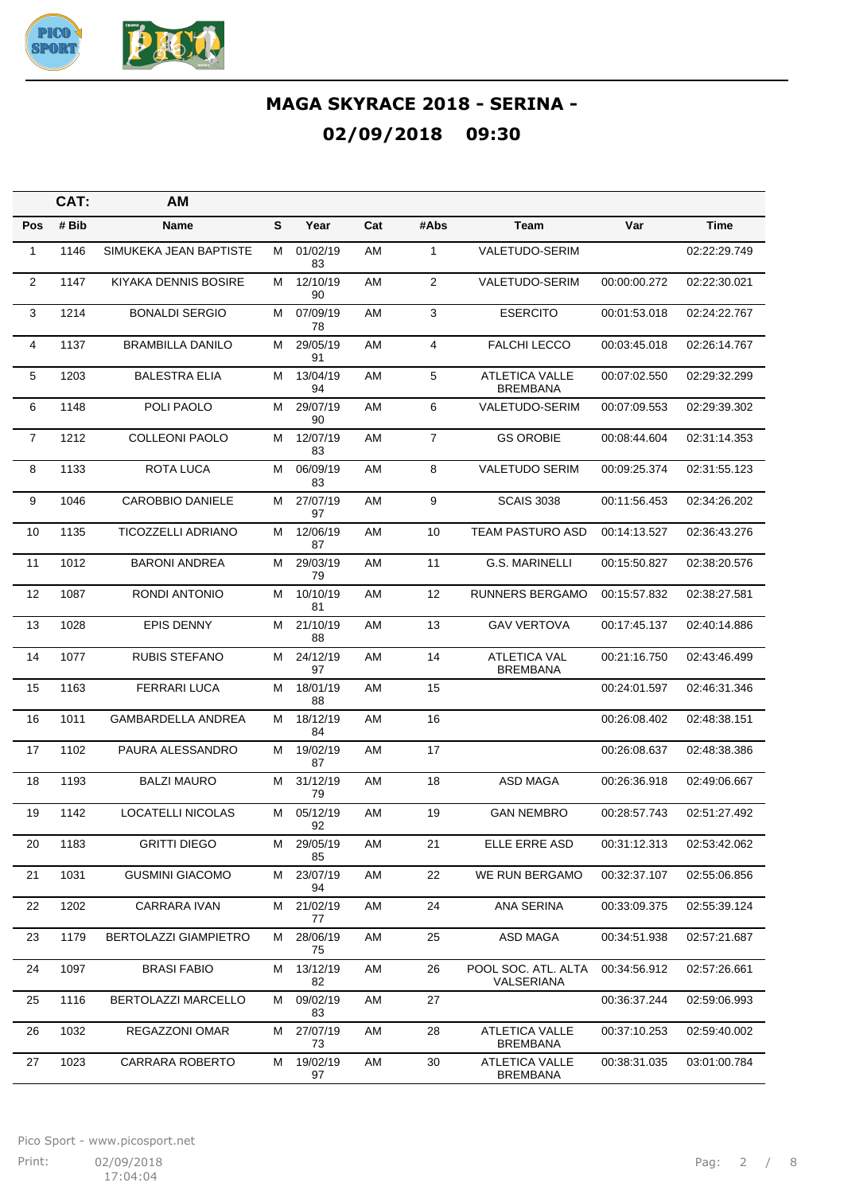# MAGA SKYRACE 2018 - SERINA -

## 02/09/2018 09:30

| CAT: | AM | | | | | | | | |
|---|---|---|---|---|---|---|---|---|---|
| **Pos** | **# Bib** | **Name** | **S** | **Year** | **Cat** | **#Abs** | **Team** | **Var** | **Time** |
| 1 | 1146 | SIMUKEKA JEAN BAPTISTE | M | 01/02/1983 | AM | 1 | VALETUDO-SERIM | | 02:22:29.749 |
| 2 | 1147 | KIYAKA DENNIS BOSIRE | M | 12/10/1990 | AM | 2 | VALETUDO-SERIM | 00:00:00.272 | 02:22:30.021 |
| 3 | 1214 | BONALDI SERGIO | M | 07/09/1978 | AM | 3 | ESERCITO | 00:01:53.018 | 02:24:22.767 |
| 4 | 1137 | BRAMBILLA DANILO | M | 29/05/1991 | AM | 4 | FALCHI LECCO | 00:03:45.018 | 02:26:14.767 |
| 5 | 1203 | BALESTRA ELIA | M | 13/04/1994 | AM | 5 | ATLETICA VALLE BREMBANA | 00:07:02.550 | 02:29:32.299 |
| 6 | 1148 | POLI PAOLO | M | 29/07/1990 | AM | 6 | VALETUDO-SERIM | 00:07:09.553 | 02:29:39.302 |
| 7 | 1212 | COLLEONI PAOLO | M | 12/07/1983 | AM | 7 | GS OROBIE | 00:08:44.604 | 02:31:14.353 |
| 8 | 1133 | ROTA LUCA | M | 06/09/1983 | AM | 8 | VALETUDO SERIM | 00:09:25.374 | 02:31:55.123 |
| 9 | 1046 | CAROBBIO DANIELE | M | 27/07/1997 | AM | 9 | SCAIS 3038 | 00:11:56.453 | 02:34:26.202 |
| 10 | 1135 | TICOZZELLI ADRIANO | M | 12/06/1987 | AM | 10 | TEAM PASTURO ASD | 00:14:13.527 | 02:36:43.276 |
| 11 | 1012 | BARONI ANDREA | M | 29/03/1979 | AM | 11 | G.S. MARINELLI | 00:15:50.827 | 02:38:20.576 |
| 12 | 1087 | RONDI ANTONIO | M | 10/10/1981 | AM | 12 | RUNNERS BERGAMO | 00:15:57.832 | 02:38:27.581 |
| 13 | 1028 | EPIS DENNY | M | 21/10/1988 | AM | 13 | GAV VERTOVA | 00:17:45.137 | 02:40:14.886 |
| 14 | 1077 | RUBIS STEFANO | M | 24/12/1997 | AM | 14 | ATLETICA VAL BREMBANA | 00:21:16.750 | 02:43:46.499 |
| 15 | 1163 | FERRARI LUCA | M | 18/01/1988 | AM | 15 | | 00:24:01.597 | 02:46:31.346 |
| 16 | 1011 | GAMBARDELLA ANDREA | M | 18/12/1984 | AM | 16 | | 00:26:08.402 | 02:48:38.151 |
| 17 | 1102 | PAURA ALESSANDRO | M | 19/02/1987 | AM | 17 | | 00:26:08.637 | 02:48:38.386 |
| 18 | 1193 | BALZI MAURO | M | 31/12/1979 | AM | 18 | ASD MAGA | 00:26:36.918 | 02:49:06.667 |
| 19 | 1142 | LOCATELLI NICOLAS | M | 05/12/1992 | AM | 19 | GAN NEMBRO | 00:28:57.743 | 02:51:27.492 |
| 20 | 1183 | GRITTI DIEGO | M | 29/05/1985 | AM | 21 | ELLE ERRE ASD | 00:31:12.313 | 02:53:42.062 |
| 21 | 1031 | GUSMINI GIACOMO | M | 23/07/1994 | AM | 22 | WE RUN BERGAMO | 00:32:37.107 | 02:55:06.856 |
| 22 | 1202 | CARRARA IVAN | M | 21/02/1977 | AM | 24 | ANA SERINA | 00:33:09.375 | 02:55:39.124 |
| 23 | 1179 | BERTOLAZZI GIAMPIETRO | M | 28/06/1975 | AM | 25 | ASD MAGA | 00:34:51.938 | 02:57:21.687 |
| 24 | 1097 | BRASI FABIO | M | 13/12/1982 | AM | 26 | POOL SOC. ATL. ALTA VALSERIANA | 00:34:56.912 | 02:57:26.661 |
| 25 | 1116 | BERTOLAZZI MARCELLO | M | 09/02/1983 | AM | 27 | | 00:36:37.244 | 02:59:06.993 |
| 26 | 1032 | REGAZZONI OMAR | M | 27/07/1973 | AM | 28 | ATLETICA VALLE BREMBANA | 00:37:10.253 | 02:59:40.002 |
| 27 | 1023 | CARRARA ROBERTO | M | 19/02/1997 | AM | 30 | ATLETICA VALLE BREMBANA | 00:38:31.035 | 03:01:00.784 |

Pico Sport - www.picosport.net

Print: 02/09/2018 17:04:04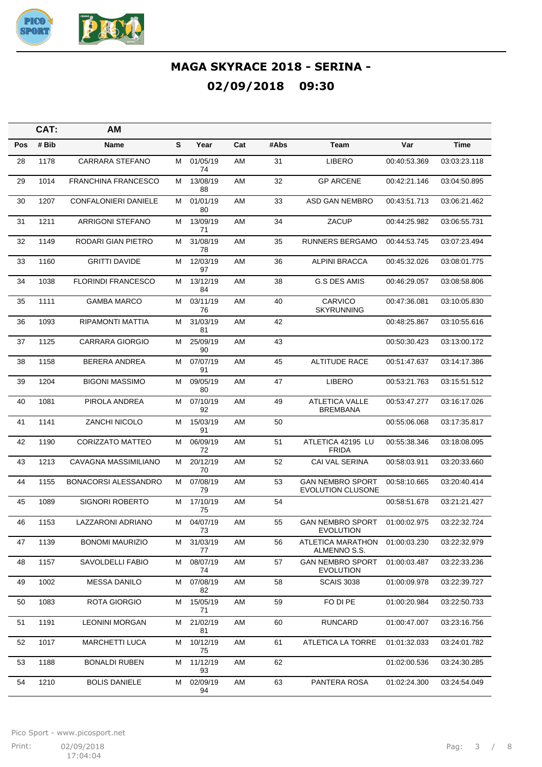# MAGA SKYRACE 2018 - SERINA -

## 02/09/2018 09:30

| CAT: | AM | | | | | | | | |
|---|---|---|---|---|---|---|---|---|---|
| Pos | # Bib | Name | S | Year | Cat | #Abs | Team | Var | Time |
| 28 | 1178 | CARRARA STEFANO | M | 01/05/1974 | AM | 31 | LIBERO | 00:40:53.369 | 03:03:23.118 |
| 29 | 1014 | FRANCHINA FRANCESCO | M | 13/08/1988 | AM | 32 | GP ARCENE | 00:42:21.146 | 03:04:50.895 |
| 30 | 1207 | CONFALONIERI DANIELE | M | 01/01/1980 | AM | 33 | ASD GAN NEMBRO | 00:43:51.713 | 03:06:21.462 |
| 31 | 1211 | ARRIGONI STEFANO | M | 13/09/1971 | AM | 34 | ZACUP | 00:44:25.982 | 03:06:55.731 |
| 32 | 1149 | RODARI GIAN PIETRO | M | 31/08/1978 | AM | 35 | RUNNERS BERGAMO | 00:44:53.745 | 03:07:23.494 |
| 33 | 1160 | GRITTI DAVIDE | M | 12/03/1997 | AM | 36 | ALPINI BRACCA | 00:45:32.026 | 03:08:01.775 |
| 34 | 1038 | FLORINDI FRANCESCO | M | 13/12/1984 | AM | 38 | G.S DES AMIS | 00:46:29.057 | 03:08:58.806 |
| 35 | 1111 | GAMBA MARCO | M | 03/11/1976 | AM | 40 | CARVICO SKYRUNNING | 00:47:36.081 | 03:10:05.830 |
| 36 | 1093 | RIPAMONTI MATTIA | M | 31/03/1981 | AM | 42 | | 00:48:25.867 | 03:10:55.616 |
| 37 | 1125 | CARRARA GIORGIO | M | 25/09/1990 | AM | 43 | | 00:50:30.423 | 03:13:00.172 |
| 38 | 1158 | BERERA ANDREA | M | 07/07/1991 | AM | 45 | ALTITUDE RACE | 00:51:47.637 | 03:14:17.386 |
| 39 | 1204 | BIGONI MASSIMO | M | 09/05/1980 | AM | 47 | LIBERO | 00:53:21.763 | 03:15:51.512 |
| 40 | 1081 | PIROLA ANDREA | M | 07/10/1992 | AM | 49 | ATLETICA VALLE BREMBANA | 00:53:47.277 | 03:16:17.026 |
| 41 | 1141 | ZANCHI NICOLO | M | 15/03/1991 | AM | 50 | | 00:55:06.068 | 03:17:35.817 |
| 42 | 1190 | CORIZZATO MATTEO | M | 06/09/1972 | AM | 51 | ATLETICA 42195 LU FRIDA | 00:55:38.346 | 03:18:08.095 |
| 43 | 1213 | CAVAGNA MASSIMILIANO | M | 20/12/1970 | AM | 52 | CAI VAL SERINA | 00:58:03.911 | 03:20:33.660 |
| 44 | 1155 | BONACORSI ALESSANDRO | M | 07/08/1979 | AM | 53 | GAN NEMBRO SPORT EVOLUTION CLUSONE | 00:58:10.665 | 03:20:40.414 |
| 45 | 1089 | SIGNORI ROBERTO | M | 17/10/1975 | AM | 54 | | 00:58:51.678 | 03:21:21.427 |
| 46 | 1153 | LAZZARONI ADRIANO | M | 04/07/1973 | AM | 55 | GAN NEMBRO SPORT EVOLUTION | 01:00:02.975 | 03:22:32.724 |
| 47 | 1139 | BONOMI MAURIZIO | M | 31/03/1977 | AM | 56 | ATLETICA MARATHON ALMENNO S.S. | 01:00:03.230 | 03:22:32.979 |
| 48 | 1157 | SAVOLDELLI FABIO | M | 08/07/1974 | AM | 57 | GAN NEMBRO SPORT EVOLUTION | 01:00:03.487 | 03:22:33.236 |
| 49 | 1002 | MESSA DANILO | M | 07/08/1982 | AM | 58 | SCAIS 3038 | 01:00:09.978 | 03:22:39.727 |
| 50 | 1083 | ROTA GIORGIO | M | 15/05/1971 | AM | 59 | FO DI PE | 01:00:20.984 | 03:22:50.733 |
| 51 | 1191 | LEONINI MORGAN | M | 21/02/1981 | AM | 60 | RUNCARD | 01:00:47.007 | 03:23:16.756 |
| 52 | 1017 | MARCHETTI LUCA | M | 10/12/1975 | AM | 61 | ATLETICA LA TORRE | 01:01:32.033 | 03:24:01.782 |
| 53 | 1188 | BONALDI RUBEN | M | 11/12/1993 | AM | 62 | | 01:02:00.536 | 03:24:30.285 |
| 54 | 1210 | BOLIS DANIELE | M | 02/09/1994 | AM | 63 | PANTERA ROSA | 01:02:24.300 | 03:24:54.049 |

Pico Sport - www.picosport.net

Print: 02/09/2018 17:04:04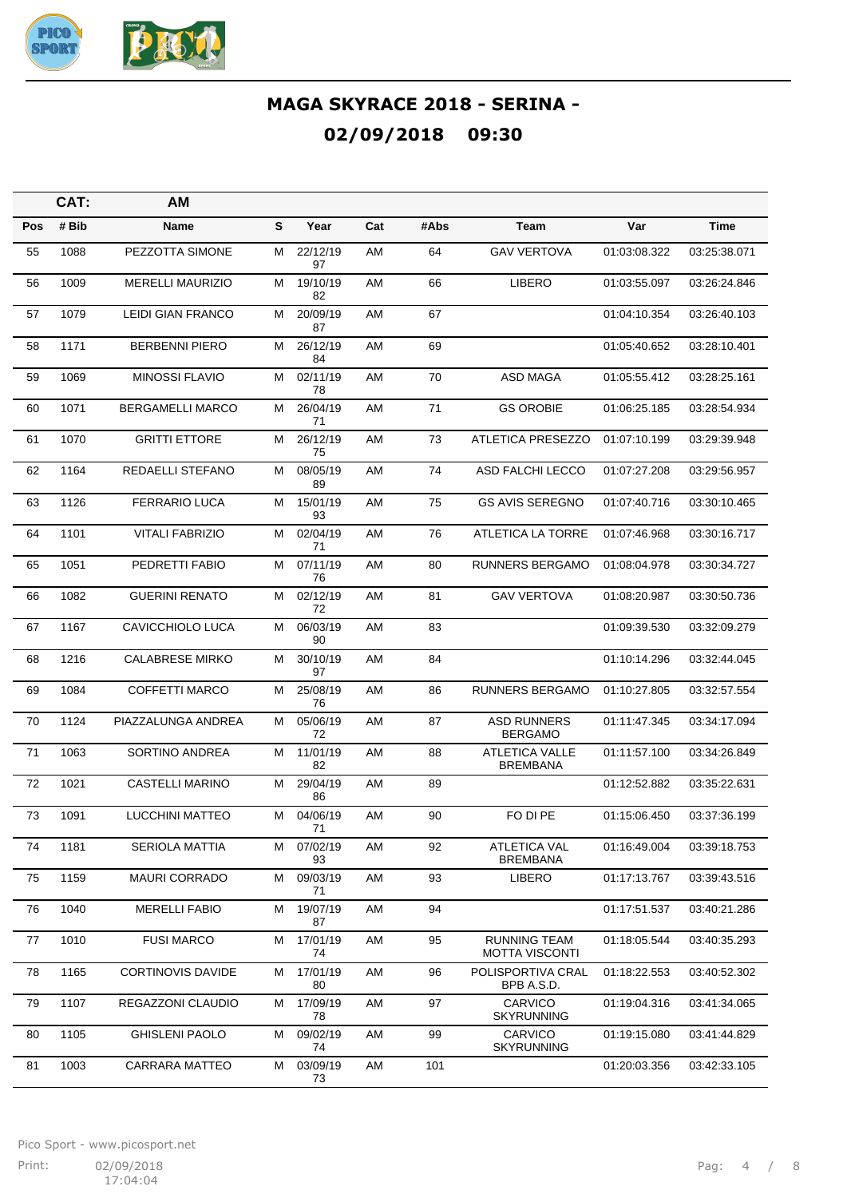# MAGA SKYRACE 2018 - SERINA -

## 02/09/2018 09:30

| Pos | # Bib | Name | S | Year | Cat | #Abs | Team | Var | Time |
|---|---|---|---|---|---|---|---|---|---|
| **CAT:** | | **AM** | | | | | | | |
| 55 | 1088 | PEZZOTTA SIMONE | M | 22/12/1997 | AM | 64 | GAV VERTOVA | 01:03:08.322 | 03:25:38.071 |
| 56 | 1009 | MERELLI MAURIZIO | M | 19/10/1982 | AM | 66 | LIBERO | 01:03:55.097 | 03:26:24.846 |
| 57 | 1079 | LEIDI GIAN FRANCO | M | 20/09/1987 | AM | 67 | | 01:04:10.354 | 03:26:40.103 |
| 58 | 1171 | BERBENNI PIERO | M | 26/12/1984 | AM | 69 | | 01:05:40.652 | 03:28:10.401 |
| 59 | 1069 | MINOSSI FLAVIO | M | 02/11/1978 | AM | 70 | ASD MAGA | 01:05:55.412 | 03:28:25.161 |
| 60 | 1071 | BERGAMELLI MARCO | M | 26/04/1971 | AM | 71 | GS OROBIE | 01:06:25.185 | 03:28:54.934 |
| 61 | 1070 | GRITTI ETTORE | M | 26/12/1975 | AM | 73 | ATLETICA PRESEZZO | 01:07:10.199 | 03:29:39.948 |
| 62 | 1164 | REDAELLI STEFANO | M | 08/05/1989 | AM | 74 | ASD FALCHI LECCO | 01:07:27.208 | 03:29:56.957 |
| 63 | 1126 | FERRARIO LUCA | M | 15/01/1993 | AM | 75 | GS AVIS SEREGNO | 01:07:40.716 | 03:30:10.465 |
| 64 | 1101 | VITALI FABRIZIO | M | 02/04/1971 | AM | 76 | ATLETICA LA TORRE | 01:07:46.968 | 03:30:16.717 |
| 65 | 1051 | PEDRETTI FABIO | M | 07/11/1976 | AM | 80 | RUNNERS BERGAMO | 01:08:04.978 | 03:30:34.727 |
| 66 | 1082 | GUERINI RENATO | M | 02/12/1972 | AM | 81 | GAV VERTOVA | 01:08:20.987 | 03:30:50.736 |
| 67 | 1167 | CAVICCHIOLO LUCA | M | 06/03/1990 | AM | 83 | | 01:09:39.530 | 03:32:09.279 |
| 68 | 1216 | CALABRESE MIRKO | M | 30/10/1997 | AM | 84 | | 01:10:14.296 | 03:32:44.045 |
| 69 | 1084 | COFFETTI MARCO | M | 25/08/1976 | AM | 86 | RUNNERS BERGAMO | 01:10:27.805 | 03:32:57.554 |
| 70 | 1124 | PIAZZALUNGA ANDREA | M | 05/06/1972 | AM | 87 | ASD RUNNERS BERGAMO | 01:11:47.345 | 03:34:17.094 |
| 71 | 1063 | SORTINO ANDREA | M | 11/01/1982 | AM | 88 | ATLETICA VALLE BREMBANA | 01:11:57.100 | 03:34:26.849 |
| 72 | 1021 | CASTELLI MARINO | M | 29/04/1986 | AM | 89 | | 01:12:52.882 | 03:35:22.631 |
| 73 | 1091 | LUCCHINI MATTEO | M | 04/06/1971 | AM | 90 | FO DI PE | 01:15:06.450 | 03:37:36.199 |
| 74 | 1181 | SERIOLA MATTIA | M | 07/02/1993 | AM | 92 | ATLETICA VAL BREMBANA | 01:16:49.004 | 03:39:18.753 |
| 75 | 1159 | MAURI CORRADO | M | 09/03/1971 | AM | 93 | LIBERO | 01:17:13.767 | 03:39:43.516 |
| 76 | 1040 | MERELLI FABIO | M | 19/07/1987 | AM | 94 | | 01:17:51.537 | 03:40:21.286 |
| 77 | 1010 | FUSI MARCO | M | 17/01/1974 | AM | 95 | RUNNING TEAM MOTTA VISCONTI | 01:18:05.544 | 03:40:35.293 |
| 78 | 1165 | CORTINOVIS DAVIDE | M | 17/01/1980 | AM | 96 | POLISPORTIVA CRAL BPB A.S.D. | 01:18:22.553 | 03:40:52.302 |
| 79 | 1107 | REGAZZONI CLAUDIO | M | 17/09/1978 | AM | 97 | CARVICO SKYRUNNING | 01:19:04.316 | 03:41:34.065 |
| 80 | 1105 | GHISLENI PAOLO | M | 09/02/1974 | AM | 99 | CARVICO SKYRUNNING | 01:19:15.080 | 03:41:44.829 |
| 81 | 1003 | CARRARA MATTEO | M | 03/09/1973 | AM | 101 | | 01:20:03.356 | 03:42:33.105 |

Pico Sport - www.picosport.net

Print: 02/09/2018 17:04:04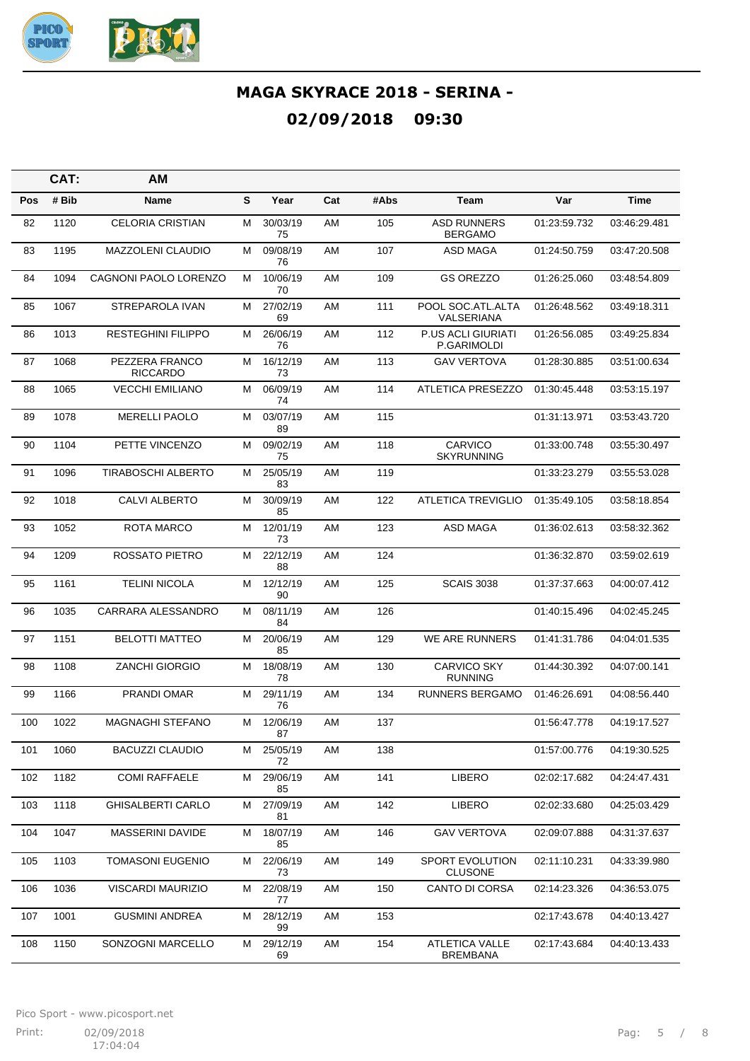# MAGA SKYRACE 2018 - SERINA - 02/09/2018 09:30

| CAT: | AM | | | | | | | | |
|---|---|---|---|---|---|---|---|---|---|
| **Pos** | **# Bib** | **Name** | **S** | **Year** | **Cat** | **#Abs** | **Team** | **Var** | **Time** |
| 82 | 1120 | CELORIA CRISTIAN | M | 30/03/19 75 | AM | 105 | ASD RUNNERS BERGAMO | 01:23:59.732 | 03:46:29.481 |
| 83 | 1195 | MAZZOLENI CLAUDIO | M | 09/08/19 76 | AM | 107 | ASD MAGA | 01:24:50.759 | 03:47:20.508 |
| 84 | 1094 | CAGNONI PAOLO LORENZO | M | 10/06/19 70 | AM | 109 | GS OREZZO | 01:26:25.060 | 03:48:54.809 |
| 85 | 1067 | STREPAROLA IVAN | M | 27/02/19 69 | AM | 111 | POOL SOC.ATL.ALTA VALSERIANA | 01:26:48.562 | 03:49:18.311 |
| 86 | 1013 | RESTEGHINI FILIPPO | M | 26/06/19 76 | AM | 112 | P.US ACLI GIURIATI P.GARIMOLDI | 01:26:56.085 | 03:49:25.834 |
| 87 | 1068 | PEZZERA FRANCO RICCARDO | M | 16/12/19 73 | AM | 113 | GAV VERTOVA | 01:28:30.885 | 03:51:00.634 |
| 88 | 1065 | VECCHI EMILIANO | M | 06/09/19 74 | AM | 114 | ATLETICA PRESEZZO | 01:30:45.448 | 03:53:15.197 |
| 89 | 1078 | MERELLI PAOLO | M | 03/07/19 89 | AM | 115 | | 01:31:13.971 | 03:53:43.720 |
| 90 | 1104 | PETTE VINCENZO | M | 09/02/19 75 | AM | 118 | CARVICO SKYRUNNING | 01:33:00.748 | 03:55:30.497 |
| 91 | 1096 | TIRABOSCHI ALBERTO | M | 25/05/19 83 | AM | 119 | | 01:33:23.279 | 03:55:53.028 |
| 92 | 1018 | CALVI ALBERTO | M | 30/09/19 85 | AM | 122 | ATLETICA TREVIGLIO | 01:35:49.105 | 03:58:18.854 |
| 93 | 1052 | ROTA MARCO | M | 12/01/19 73 | AM | 123 | ASD MAGA | 01:36:02.613 | 03:58:32.362 |
| 94 | 1209 | ROSSATO PIETRO | M | 22/12/19 88 | AM | 124 | | 01:36:32.870 | 03:59:02.619 |
| 95 | 1161 | TELINI NICOLA | M | 12/12/19 90 | AM | 125 | SCAIS 3038 | 01:37:37.663 | 04:00:07.412 |
| 96 | 1035 | CARRARA ALESSANDRO | M | 08/11/19 84 | AM | 126 | | 01:40:15.496 | 04:02:45.245 |
| 97 | 1151 | BELOTTI MATTEO | M | 20/06/19 85 | AM | 129 | WE ARE RUNNERS | 01:41:31.786 | 04:04:01.535 |
| 98 | 1108 | ZANCHI GIORGIO | M | 18/08/19 78 | AM | 130 | CARVICO SKY RUNNING | 01:44:30.392 | 04:07:00.141 |
| 99 | 1166 | PRANDI OMAR | M | 29/11/19 76 | AM | 134 | RUNNERS BERGAMO | 01:46:26.691 | 04:08:56.440 |
| 100 | 1022 | MAGNAGHI STEFANO | M | 12/06/19 87 | AM | 137 | | 01:56:47.778 | 04:19:17.527 |
| 101 | 1060 | BACUZZI CLAUDIO | M | 25/05/19 72 | AM | 138 | | 01:57:00.776 | 04:19:30.525 |
| 102 | 1182 | COMI RAFFAELE | M | 29/06/19 85 | AM | 141 | LIBERO | 02:02:17.682 | 04:24:47.431 |
| 103 | 1118 | GHISALBERTI CARLO | M | 27/09/19 81 | AM | 142 | LIBERO | 02:02:33.680 | 04:25:03.429 |
| 104 | 1047 | MASSERINI DAVIDE | M | 18/07/19 85 | AM | 146 | GAV VERTOVA | 02:09:07.888 | 04:31:37.637 |
| 105 | 1103 | TOMASONI EUGENIO | M | 22/06/19 73 | AM | 149 | SPORT EVOLUTION CLUSONE | 02:11:10.231 | 04:33:39.980 |
| 106 | 1036 | VISCARDI MAURIZIO | M | 22/08/19 77 | AM | 150 | CANTO DI CORSA | 02:14:23.326 | 04:36:53.075 |
| 107 | 1001 | GUSMINI ANDREA | M | 28/12/19 99 | AM | 153 | | 02:17:43.678 | 04:40:13.427 |
| 108 | 1150 | SONZOGNI MARCELLO | M | 29/12/19 69 | AM | 154 | ATLETICA VALLE BREMBANA | 02:17:43.684 | 04:40:13.433 |

Pico Sport - www.picosport.net

Print: 02/09/2018 17:04:04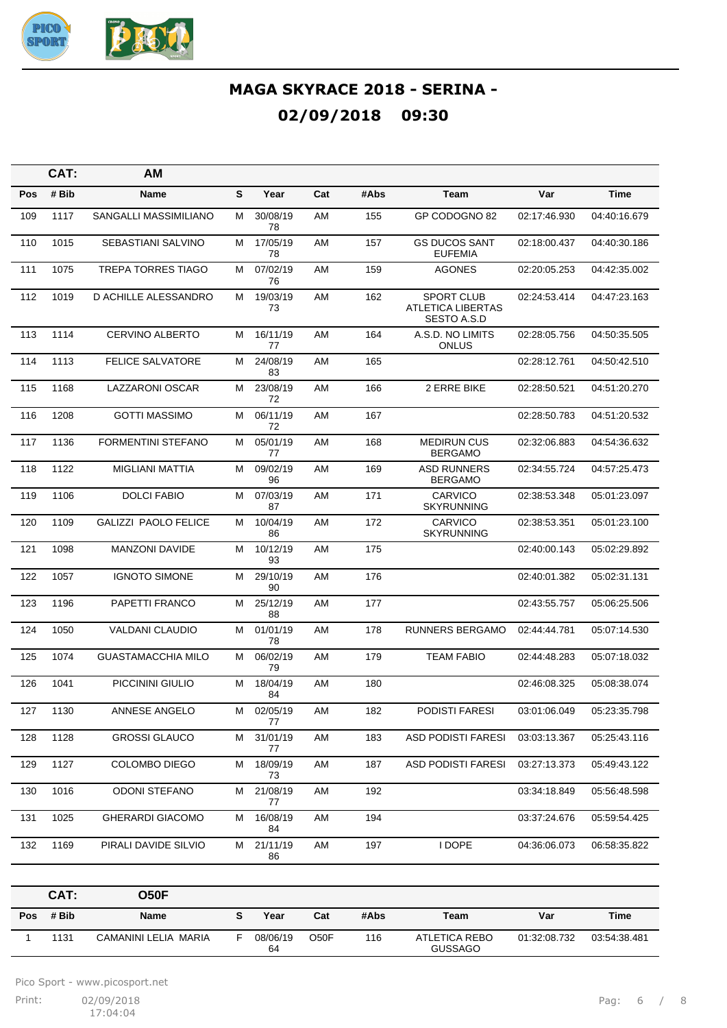# MAGA SKYRACE 2018 - SERINA -

## 02/09/2018 09:30

| CAT: | AM | | | | | | | | |
|---|---|---|---|---|---|---|---|---|---|
| Pos | # Bib | Name | S | Year | Cat | #Abs | Team | Var | Time |
| 109 | 1117 | SANGALLI MASSIMILIANO | M | 30/08/19 78 | AM | 155 | GP CODOGNO 82 | 02:17:46.930 | 04:40:16.679 |
| 110 | 1015 | SEBASTIANI SALVINO | M | 17/05/19 78 | AM | 157 | GS DUCOS SANT EUFEMIA | 02:18:00.437 | 04:40:30.186 |
| 111 | 1075 | TREPA TORRES TIAGO | M | 07/02/19 76 | AM | 159 | AGONES | 02:20:05.253 | 04:42:35.002 |
| 112 | 1019 | D ACHILLE ALESSANDRO | M | 19/03/19 73 | AM | 162 | SPORT CLUB ATLETICA LIBERTAS SESTO A.S.D | 02:24:53.414 | 04:47:23.163 |
| 113 | 1114 | CERVINO ALBERTO | M | 16/11/19 77 | AM | 164 | A.S.D. NO LIMITS ONLUS | 02:28:05.756 | 04:50:35.505 |
| 114 | 1113 | FELICE SALVATORE | M | 24/08/19 83 | AM | 165 | | 02:28:12.761 | 04:50:42.510 |
| 115 | 1168 | LAZZARONI OSCAR | M | 23/08/19 72 | AM | 166 | 2 ERRE BIKE | 02:28:50.521 | 04:51:20.270 |
| 116 | 1208 | GOTTI MASSIMO | M | 06/11/19 72 | AM | 167 | | 02:28:50.783 | 04:51:20.532 |
| 117 | 1136 | FORMENTINI STEFANO | M | 05/01/19 77 | AM | 168 | MEDIRUN CUS BERGAMO | 02:32:06.883 | 04:54:36.632 |
| 118 | 1122 | MIGLIANI MATTIA | M | 09/02/19 96 | AM | 169 | ASD RUNNERS BERGAMO | 02:34:55.724 | 04:57:25.473 |
| 119 | 1106 | DOLCI FABIO | M | 07/03/19 87 | AM | 171 | CARVICO SKYRUNNING | 02:38:53.348 | 05:01:23.097 |
| 120 | 1109 | GALIZZI PAOLO FELICE | M | 10/04/19 86 | AM | 172 | CARVICO SKYRUNNING | 02:38:53.351 | 05:01:23.100 |
| 121 | 1098 | MANZONI DAVIDE | M | 10/12/19 93 | AM | 175 | | 02:40:00.143 | 05:02:29.892 |
| 122 | 1057 | IGNOTO SIMONE | M | 29/10/19 90 | AM | 176 | | 02:40:01.382 | 05:02:31.131 |
| 123 | 1196 | PAPETTI FRANCO | M | 25/12/19 88 | AM | 177 | | 02:43:55.757 | 05:06:25.506 |
| 124 | 1050 | VALDANI CLAUDIO | M | 01/01/19 78 | AM | 178 | RUNNERS BERGAMO | 02:44:44.781 | 05:07:14.530 |
| 125 | 1074 | GUASTAMACCHIA MILO | M | 06/02/19 79 | AM | 179 | TEAM FABIO | 02:44:48.283 | 05:07:18.032 |
| 126 | 1041 | PICCININI GIULIO | M | 18/04/19 84 | AM | 180 | | 02:46:08.325 | 05:08:38.074 |
| 127 | 1130 | ANNESE ANGELO | M | 02/05/19 77 | AM | 182 | PODISTI FARESI | 03:01:06.049 | 05:23:35.798 |
| 128 | 1128 | GROSSI GLAUCO | M | 31/01/19 77 | AM | 183 | ASD PODISTI FARESI | 03:03:13.367 | 05:25:43.116 |
| 129 | 1127 | COLOMBO DIEGO | M | 18/09/19 73 | AM | 187 | ASD PODISTI FARESI | 03:27:13.373 | 05:49:43.122 |
| 130 | 1016 | ODONI STEFANO | M | 21/08/19 77 | AM | 192 | | 03:34:18.849 | 05:56:48.598 |
| 131 | 1025 | GHERARDI GIACOMO | M | 16/08/19 84 | AM | 194 | | 03:37:24.676 | 05:59:54.425 |
| 132 | 1169 | PIRALI DAVIDE SILVIO | M | 21/11/19 86 | AM | 197 | I DOPE | 04:36:06.073 | 06:58:35.822 |

| CAT: | O50F | | | | | | | | |
|---|---|---|---|---|---|---|---|---|---|
| Pos | # Bib | Name | S | Year | Cat | #Abs | Team | Var | Time |
| 1 | 1131 | CAMANINI LELIA MARIA | F | 08/06/19 64 | O50F | 116 | ATLETICA REBO GUSSAGO | 01:32:08.732 | 03:54:38.481 |

Pico Sport - www.picosport.net

Print: 02/09/2018 17:04:04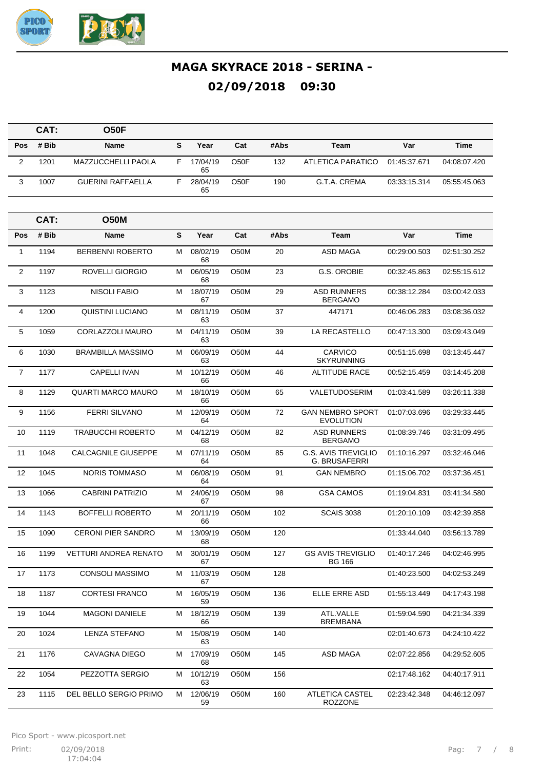# MAGA SKYRACE 2018 - SERINA - 02/09/2018 09:30

| CAT: | O50F | | | | | | | | |
|---|---|---|---|---|---|---|---|---|---|
| Pos | # Bib | Name | S | Year | Cat | #Abs | Team | Var | Time |
| 2 | 1201 | MAZZUCCHELLI PAOLA | F | 17/04/19 65 | O50F | 132 | ATLETICA PARATICO | 01:45:37.671 | 04:08:07.420 |
| 3 | 1007 | GUERINI RAFFAELLA | F | 28/04/19 65 | O50F | 190 | G.T.A. CREMA | 03:33:15.314 | 05:55:45.063 |

| CAT: | O50M | | | | | | | | |
|---|---|---|---|---|---|---|---|---|---|
| Pos | # Bib | Name | S | Year | Cat | #Abs | Team | Var | Time |
| 1 | 1194 | BERBENNI ROBERTO | M | 08/02/19 68 | O50M | 20 | ASD MAGA | 00:29:00.503 | 02:51:30.252 |
| 2 | 1197 | ROVELLI GIORGIO | M | 06/05/19 68 | O50M | 23 | G.S. OROBIE | 00:32:45.863 | 02:55:15.612 |
| 3 | 1123 | NISOLI FABIO | M | 18/07/19 67 | O50M | 29 | ASD RUNNERS BERGAMO | 00:38:12.284 | 03:00:42.033 |
| 4 | 1200 | QUISTINI LUCIANO | M | 08/11/19 63 | O50M | 37 | 447171 | 00:46:06.283 | 03:08:36.032 |
| 5 | 1059 | CORLAZZOLI MAURO | M | 04/11/19 63 | O50M | 39 | LA RECASTELLO | 00:47:13.300 | 03:09:43.049 |
| 6 | 1030 | BRAMBILLA MASSIMO | M | 06/09/19 63 | O50M | 44 | CARVICO SKYRUNNING | 00:51:15.698 | 03:13:45.447 |
| 7 | 1177 | CAPELLI IVAN | M | 10/12/19 66 | O50M | 46 | ALTITUDE RACE | 00:52:15.459 | 03:14:45.208 |
| 8 | 1129 | QUARTI MARCO MAURO | M | 18/10/19 66 | O50M | 65 | VALETUDOSERIM | 01:03:41.589 | 03:26:11.338 |
| 9 | 1156 | FERRI SILVANO | M | 12/09/19 64 | O50M | 72 | GAN NEMBRO SPORT EVOLUTION | 01:07:03.696 | 03:29:33.445 |
| 10 | 1119 | TRABUCCHI ROBERTO | M | 04/12/19 68 | O50M | 82 | ASD RUNNERS BERGAMO | 01:08:39.746 | 03:31:09.495 |
| 11 | 1048 | CALCAGNILE GIUSEPPE | M | 07/11/19 64 | O50M | 85 | G.S. AVIS TREVIGLIO G. BRUSAFERRI | 01:10:16.297 | 03:32:46.046 |
| 12 | 1045 | NORIS TOMMASO | M | 06/08/19 64 | O50M | 91 | GAN NEMBRO | 01:15:06.702 | 03:37:36.451 |
| 13 | 1066 | CABRINI PATRIZIO | M | 24/06/19 67 | O50M | 98 | GSA CAMOS | 01:19:04.831 | 03:41:34.580 |
| 14 | 1143 | BOFFELLI ROBERTO | M | 20/11/19 66 | O50M | 102 | SCAIS 3038 | 01:20:10.109 | 03:42:39.858 |
| 15 | 1090 | CERONI PIER SANDRO | M | 13/09/19 68 | O50M | 120 | | 01:33:44.040 | 03:56:13.789 |
| 16 | 1199 | VETTURI ANDREA RENATO | M | 30/01/19 67 | O50M | 127 | GS AVIS TREVIGLIO BG 166 | 01:40:17.246 | 04:02:46.995 |
| 17 | 1173 | CONSOLI MASSIMO | M | 11/03/19 67 | O50M | 128 | | 01:40:23.500 | 04:02:53.249 |
| 18 | 1187 | CORTESI FRANCO | M | 16/05/19 59 | O50M | 136 | ELLE ERRE ASD | 01:55:13.449 | 04:17:43.198 |
| 19 | 1044 | MAGONI DANIELE | M | 18/12/19 66 | O50M | 139 | ATL.VALLE BREMBANA | 01:59:04.590 | 04:21:34.339 |
| 20 | 1024 | LENZA STEFANO | M | 15/08/19 63 | O50M | 140 | | 02:01:40.673 | 04:24:10.422 |
| 21 | 1176 | CAVAGNA DIEGO | M | 17/09/19 68 | O50M | 145 | ASD MAGA | 02:07:22.856 | 04:29:52.605 |
| 22 | 1054 | PEZZOTTA SERGIO | M | 10/12/19 63 | O50M | 156 | | 02:17:48.162 | 04:40:17.911 |
| 23 | 1115 | DEL BELLO SERGIO PRIMO | M | 12/06/19 59 | O50M | 160 | ATLETICA CASTEL ROZZONE | 02:23:42.348 | 04:46:12.097 |

Pico Sport - www.picosport.net

Print: 02/09/2018 17:04:04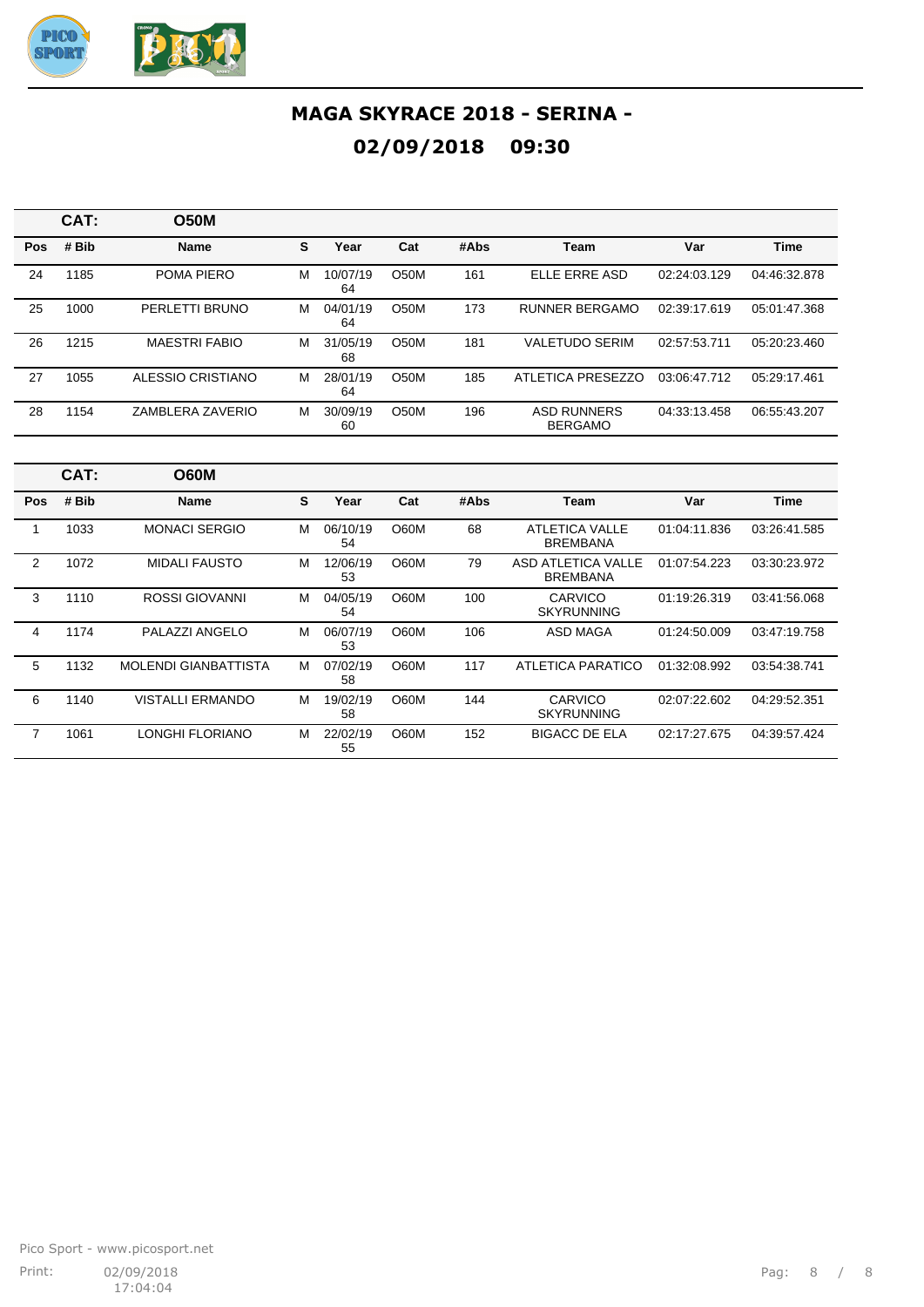# MAGA SKYRACE 2018 - SERINA -

## 02/09/2018 09:30

**CAT: O50M**

| Pos | # Bib | Name | S | Year | Cat | #Abs | Team | Var | Time |
|---|---|---|---|---|---|---|---|---|---|
| 24 | 1185 | POMA PIERO | M | 10/07/1964 | O50M | 161 | ELLE ERRE ASD | 02:24:03.129 | 04:46:32.878 |
| 25 | 1000 | PERLETTI BRUNO | M | 04/01/1964 | O50M | 173 | RUNNER BERGAMO | 02:39:17.619 | 05:01:47.368 |
| 26 | 1215 | MAESTRI FABIO | M | 31/05/1968 | O50M | 181 | VALETUDO SERIM | 02:57:53.711 | 05:20:23.460 |
| 27 | 1055 | ALESSIO CRISTIANO | M | 28/01/1964 | O50M | 185 | ATLETICA PRESEZZO | 03:06:47.712 | 05:29:17.461 |
| 28 | 1154 | ZAMBLERA ZAVERIO | M | 30/09/1960 | O50M | 196 | ASD RUNNERS BERGAMO | 04:33:13.458 | 06:55:43.207 |

**CAT: O60M**

| Pos | # Bib | Name | S | Year | Cat | #Abs | Team | Var | Time |
|---|---|---|---|---|---|---|---|---|---|
| 1 | 1033 | MONACI SERGIO | M | 06/10/1954 | O60M | 68 | ATLETICA VALLE BREMBANA | 01:04:11.836 | 03:26:41.585 |
| 2 | 1072 | MIDALI FAUSTO | M | 12/06/1953 | O60M | 79 | ASD ATLETICA VALLE BREMBANA | 01:07:54.223 | 03:30:23.972 |
| 3 | 1110 | ROSSI GIOVANNI | M | 04/05/1954 | O60M | 100 | CARVICO SKYRUNNING | 01:19:26.319 | 03:41:56.068 |
| 4 | 1174 | PALAZZI ANGELO | M | 06/07/1953 | O60M | 106 | ASD MAGA | 01:24:50.009 | 03:47:19.758 |
| 5 | 1132 | MOLENDI GIANBATTISTA | M | 07/02/1958 | O60M | 117 | ATLETICA PARATICO | 01:32:08.992 | 03:54:38.741 |
| 6 | 1140 | VISTALLI ERMANDO | M | 19/02/1958 | O60M | 144 | CARVICO SKYRUNNING | 02:07:22.602 | 04:29:52.351 |
| 7 | 1061 | LONGHI FLORIANO | M | 22/02/1955 | O60M | 152 | BIGACC DE ELA | 02:17:27.675 | 04:39:57.424 |

Pico Sport - www.picosport.net

Print: 02/09/2018 17:04:04